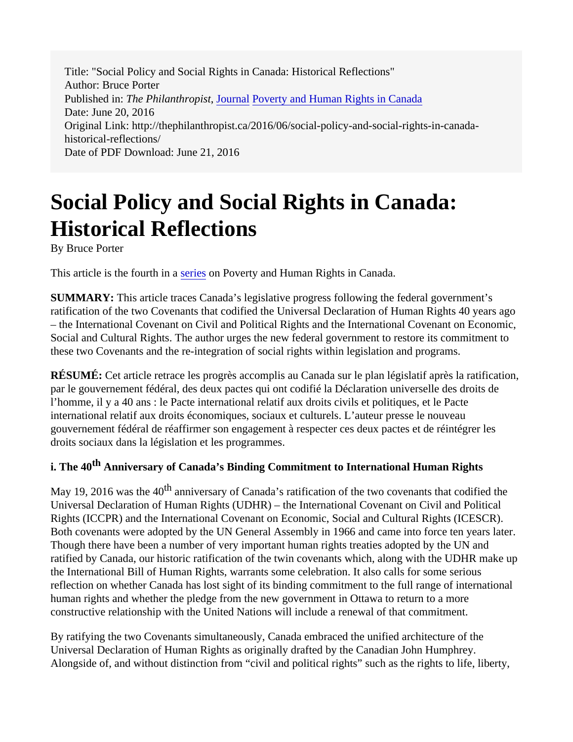Title: "Social Policy and Social Rights in Canada: Historical Reflections"
Author: Bruce Porter
Published in: *The Philanthropist*, Journal Poverty and Human Rights in Canada
Date: June 20, 2016
Original Link: http://thephilanthropist.ca/2016/06/social-policy-and-social-rights-in-canada-historical-reflections/
Date of PDF Download: June 21, 2016

# Social Policy and Social Rights in Canada: Historical Reflections

By Bruce Porter

This article is the fourth in a series on Poverty and Human Rights in Canada.

**SUMMARY:** This article traces Canada's legislative progress following the federal government's ratification of the two Covenants that codified the Universal Declaration of Human Rights 40 years ago – the International Covenant on Civil and Political Rights and the International Covenant on Economic, Social and Cultural Rights. The author urges the new federal government to restore its commitment to these two Covenants and the re-integration of social rights within legislation and programs.

**RÉSUMÉ:** Cet article retrace les progrès accomplis au Canada sur le plan législatif après la ratification, par le gouvernement fédéral, des deux pactes qui ont codifié la Déclaration universelle des droits de l'homme, il y a 40 ans : le Pacte international relatif aux droits civils et politiques, et le Pacte international relatif aux droits économiques, sociaux et culturels. L'auteur presse le nouveau gouvernement fédéral de réaffirmer son engagement à respecter ces deux pactes et de réintégrer les droits sociaux dans la législation et les programmes.

### i. The 40th Anniversary of Canada's Binding Commitment to International Human Rights

May 19, 2016 was the 40th anniversary of Canada's ratification of the two covenants that codified the Universal Declaration of Human Rights (UDHR) – the International Covenant on Civil and Political Rights (ICCPR) and the International Covenant on Economic, Social and Cultural Rights (ICESCR). Both covenants were adopted by the UN General Assembly in 1966 and came into force ten years later. Though there have been a number of very important human rights treaties adopted by the UN and ratified by Canada, our historic ratification of the twin covenants which, along with the UDHR make up the International Bill of Human Rights, warrants some celebration. It also calls for some serious reflection on whether Canada has lost sight of its binding commitment to the full range of international human rights and whether the pledge from the new government in Ottawa to return to a more constructive relationship with the United Nations will include a renewal of that commitment.

By ratifying the two Covenants simultaneously, Canada embraced the unified architecture of the Universal Declaration of Human Rights as originally drafted by the Canadian John Humphrey. Alongside of, and without distinction from "civil and political rights" such as the rights to life, liberty,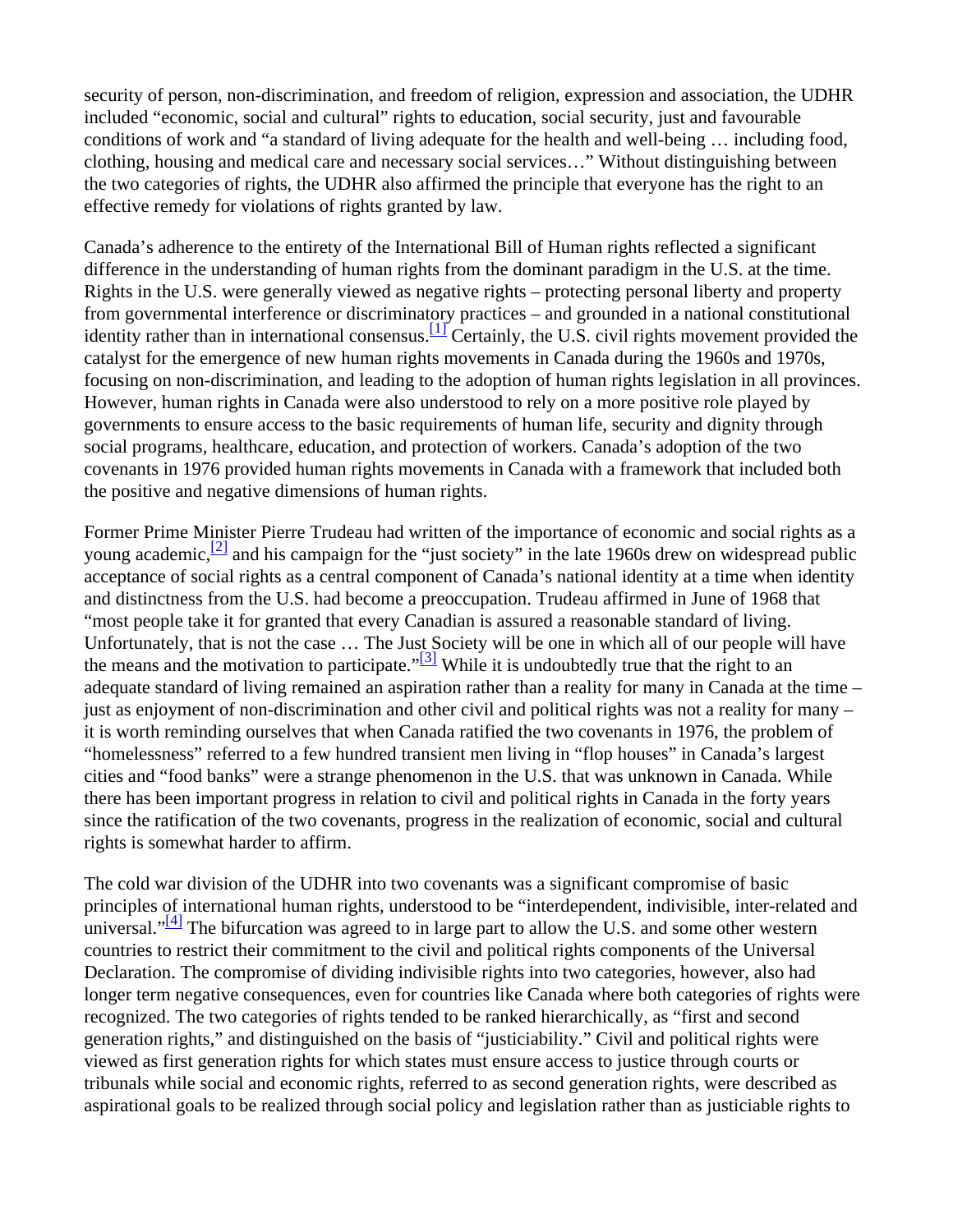security of person, non-discrimination, and freedom of religion, expression and association, the UDHR included “economic, social and cultural” rights to education, social security, just and favourable conditions of work and “a standard of living adequate for the health and well-being … including food, clothing, housing and medical care and necessary social services…” Without distinguishing between the two categories of rights, the UDHR also affirmed the principle that everyone has the right to an effective remedy for violations of rights granted by law.

Canada’s adherence to the entirety of the International Bill of Human rights reflected a significant difference in the understanding of human rights from the dominant paradigm in the U.S. at the time. Rights in the U.S. were generally viewed as negative rights – protecting personal liberty and property from governmental interference or discriminatory practices – and grounded in a national constitutional identity rather than in international consensus.[1] Certainly, the U.S. civil rights movement provided the catalyst for the emergence of new human rights movements in Canada during the 1960s and 1970s, focusing on non-discrimination, and leading to the adoption of human rights legislation in all provinces. However, human rights in Canada were also understood to rely on a more positive role played by governments to ensure access to the basic requirements of human life, security and dignity through social programs, healthcare, education, and protection of workers. Canada’s adoption of the two covenants in 1976 provided human rights movements in Canada with a framework that included both the positive and negative dimensions of human rights.

Former Prime Minister Pierre Trudeau had written of the importance of economic and social rights as a young academic,[2] and his campaign for the “just society” in the late 1960s drew on widespread public acceptance of social rights as a central component of Canada’s national identity at a time when identity and distinctness from the U.S. had become a preoccupation. Trudeau affirmed in June of 1968 that “most people take it for granted that every Canadian is assured a reasonable standard of living. Unfortunately, that is not the case … The Just Society will be one in which all of our people will have the means and the motivation to participate.”[3] While it is undoubtedly true that the right to an adequate standard of living remained an aspiration rather than a reality for many in Canada at the time – just as enjoyment of non-discrimination and other civil and political rights was not a reality for many – it is worth reminding ourselves that when Canada ratified the two covenants in 1976, the problem of “homelessness” referred to a few hundred transient men living in “flop houses” in Canada’s largest cities and “food banks” were a strange phenomenon in the U.S. that was unknown in Canada. While there has been important progress in relation to civil and political rights in Canada in the forty years since the ratification of the two covenants, progress in the realization of economic, social and cultural rights is somewhat harder to affirm.

The cold war division of the UDHR into two covenants was a significant compromise of basic principles of international human rights, understood to be “interdependent, indivisible, inter-related and universal.”[4] The bifurcation was agreed to in large part to allow the U.S. and some other western countries to restrict their commitment to the civil and political rights components of the Universal Declaration. The compromise of dividing indivisible rights into two categories, however, also had longer term negative consequences, even for countries like Canada where both categories of rights were recognized. The two categories of rights tended to be ranked hierarchically, as “first and second generation rights,” and distinguished on the basis of “justiciability.” Civil and political rights were viewed as first generation rights for which states must ensure access to justice through courts or tribunals while social and economic rights, referred to as second generation rights, were described as aspirational goals to be realized through social policy and legislation rather than as justiciable rights to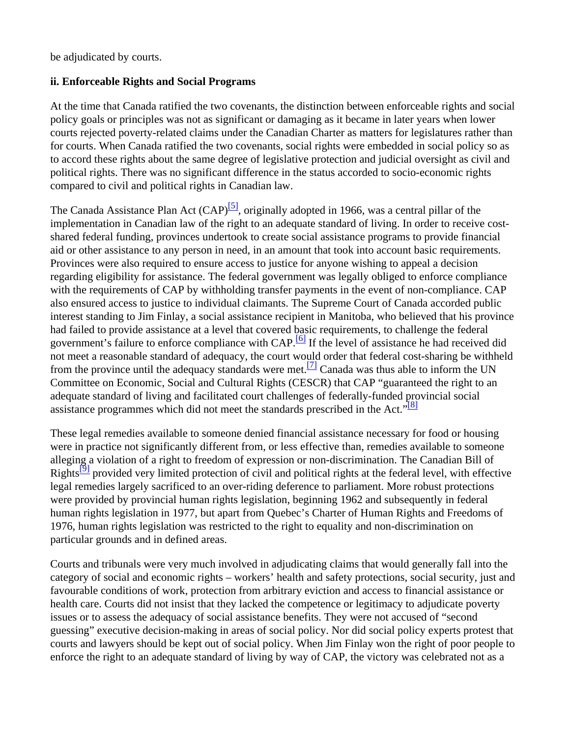be adjudicated by courts.

**ii. Enforceable Rights and Social Programs**

At the time that Canada ratified the two covenants, the distinction between enforceable rights and social policy goals or principles was not as significant or damaging as it became in later years when lower courts rejected poverty-related claims under the Canadian Charter as matters for legislatures rather than for courts. When Canada ratified the two covenants, social rights were embedded in social policy so as to accord these rights about the same degree of legislative protection and judicial oversight as civil and political rights. There was no significant difference in the status accorded to socio-economic rights compared to civil and political rights in Canadian law.

The Canada Assistance Plan Act (CAP)[5], originally adopted in 1966, was a central pillar of the implementation in Canadian law of the right to an adequate standard of living. In order to receive cost-shared federal funding, provinces undertook to create social assistance programs to provide financial aid or other assistance to any person in need, in an amount that took into account basic requirements. Provinces were also required to ensure access to justice for anyone wishing to appeal a decision regarding eligibility for assistance. The federal government was legally obliged to enforce compliance with the requirements of CAP by withholding transfer payments in the event of non-compliance. CAP also ensured access to justice to individual claimants. The Supreme Court of Canada accorded public interest standing to Jim Finlay, a social assistance recipient in Manitoba, who believed that his province had failed to provide assistance at a level that covered basic requirements, to challenge the federal government's failure to enforce compliance with CAP.[6] If the level of assistance he had received did not meet a reasonable standard of adequacy, the court would order that federal cost-sharing be withheld from the province until the adequacy standards were met.[7] Canada was thus able to inform the UN Committee on Economic, Social and Cultural Rights (CESCR) that CAP "guaranteed the right to an adequate standard of living and facilitated court challenges of federally-funded provincial social assistance programmes which did not meet the standards prescribed in the Act."[8]

These legal remedies available to someone denied financial assistance necessary for food or housing were in practice not significantly different from, or less effective than, remedies available to someone alleging a violation of a right to freedom of expression or non-discrimination. The Canadian Bill of Rights[9] provided very limited protection of civil and political rights at the federal level, with effective legal remedies largely sacrificed to an over-riding deference to parliament. More robust protections were provided by provincial human rights legislation, beginning 1962 and subsequently in federal human rights legislation in 1977, but apart from Quebec's Charter of Human Rights and Freedoms of 1976, human rights legislation was restricted to the right to equality and non-discrimination on particular grounds and in defined areas.

Courts and tribunals were very much involved in adjudicating claims that would generally fall into the category of social and economic rights – workers' health and safety protections, social security, just and favourable conditions of work, protection from arbitrary eviction and access to financial assistance or health care. Courts did not insist that they lacked the competence or legitimacy to adjudicate poverty issues or to assess the adequacy of social assistance benefits. They were not accused of "second guessing" executive decision-making in areas of social policy. Nor did social policy experts protest that courts and lawyers should be kept out of social policy. When Jim Finlay won the right of poor people to enforce the right to an adequate standard of living by way of CAP, the victory was celebrated not as a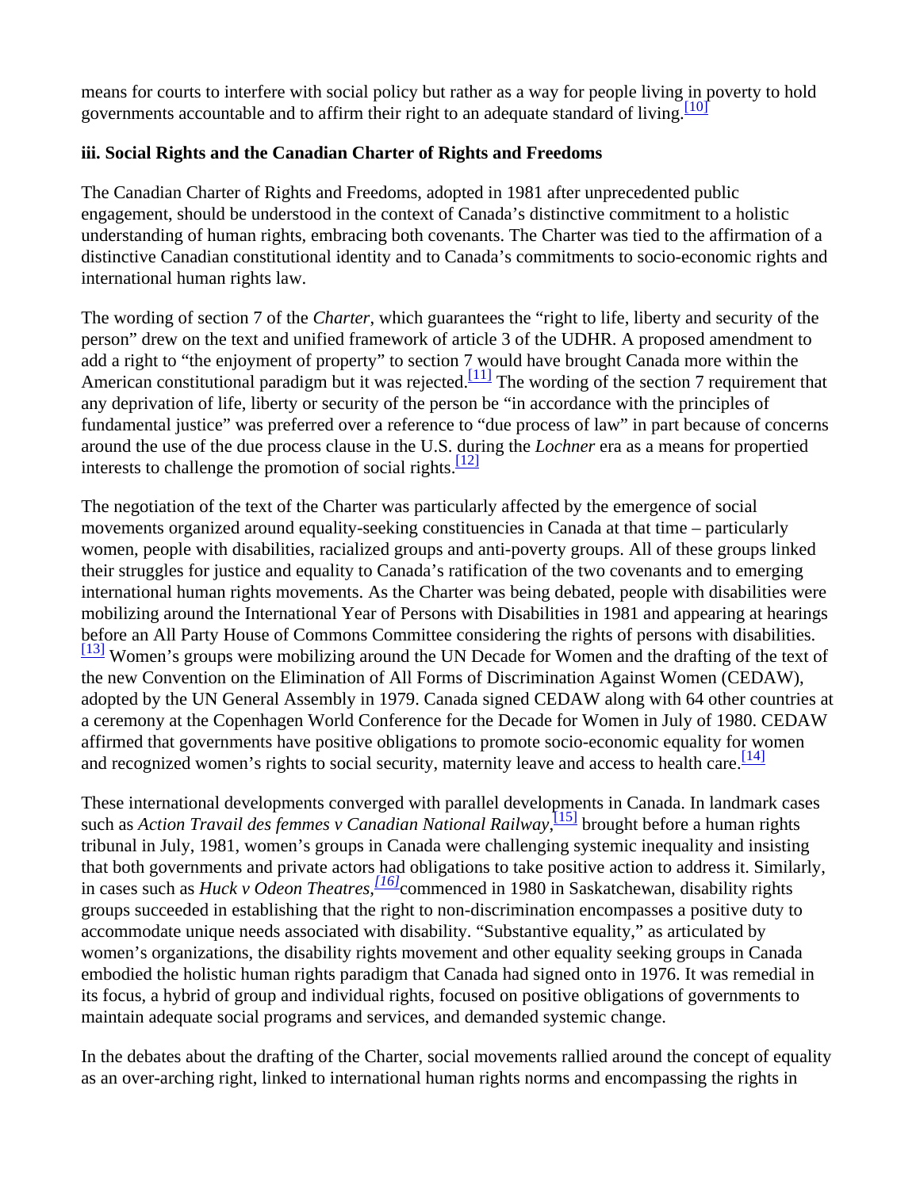means for courts to interfere with social policy but rather as a way for people living in poverty to hold governments accountable and to affirm their right to an adequate standard of living.[10]

**iii. Social Rights and the Canadian Charter of Rights and Freedoms**

The Canadian Charter of Rights and Freedoms, adopted in 1981 after unprecedented public engagement, should be understood in the context of Canada's distinctive commitment to a holistic understanding of human rights, embracing both covenants. The Charter was tied to the affirmation of a distinctive Canadian constitutional identity and to Canada's commitments to socio-economic rights and international human rights law.

The wording of section 7 of the *Charter*, which guarantees the "right to life, liberty and security of the person" drew on the text and unified framework of article 3 of the UDHR. A proposed amendment to add a right to "the enjoyment of property" to section 7 would have brought Canada more within the American constitutional paradigm but it was rejected.[11] The wording of the section 7 requirement that any deprivation of life, liberty or security of the person be "in accordance with the principles of fundamental justice" was preferred over a reference to "due process of law" in part because of concerns around the use of the due process clause in the U.S. during the *Lochner* era as a means for propertied interests to challenge the promotion of social rights.[12]

The negotiation of the text of the Charter was particularly affected by the emergence of social movements organized around equality-seeking constituencies in Canada at that time – particularly women, people with disabilities, racialized groups and anti-poverty groups. All of these groups linked their struggles for justice and equality to Canada's ratification of the two covenants and to emerging international human rights movements. As the Charter was being debated, people with disabilities were mobilizing around the International Year of Persons with Disabilities in 1981 and appearing at hearings before an All Party House of Commons Committee considering the rights of persons with disabilities.[13] Women's groups were mobilizing around the UN Decade for Women and the drafting of the text of the new Convention on the Elimination of All Forms of Discrimination Against Women (CEDAW), adopted by the UN General Assembly in 1979. Canada signed CEDAW along with 64 other countries at a ceremony at the Copenhagen World Conference for the Decade for Women in July of 1980. CEDAW affirmed that governments have positive obligations to promote socio-economic equality for women and recognized women's rights to social security, maternity leave and access to health care.[14]

These international developments converged with parallel developments in Canada. In landmark cases such as *Action Travail des femmes v Canadian National Railway*,[15] brought before a human rights tribunal in July, 1981, women's groups in Canada were challenging systemic inequality and insisting that both governments and private actors had obligations to take positive action to address it. Similarly, in cases such as *Huck v Odeon Theatres*,[16] commenced in 1980 in Saskatchewan, disability rights groups succeeded in establishing that the right to non-discrimination encompasses a positive duty to accommodate unique needs associated with disability. "Substantive equality," as articulated by women's organizations, the disability rights movement and other equality seeking groups in Canada embodied the holistic human rights paradigm that Canada had signed onto in 1976. It was remedial in its focus, a hybrid of group and individual rights, focused on positive obligations of governments to maintain adequate social programs and services, and demanded systemic change.

In the debates about the drafting of the Charter, social movements rallied around the concept of equality as an over-arching right, linked to international human rights norms and encompassing the rights in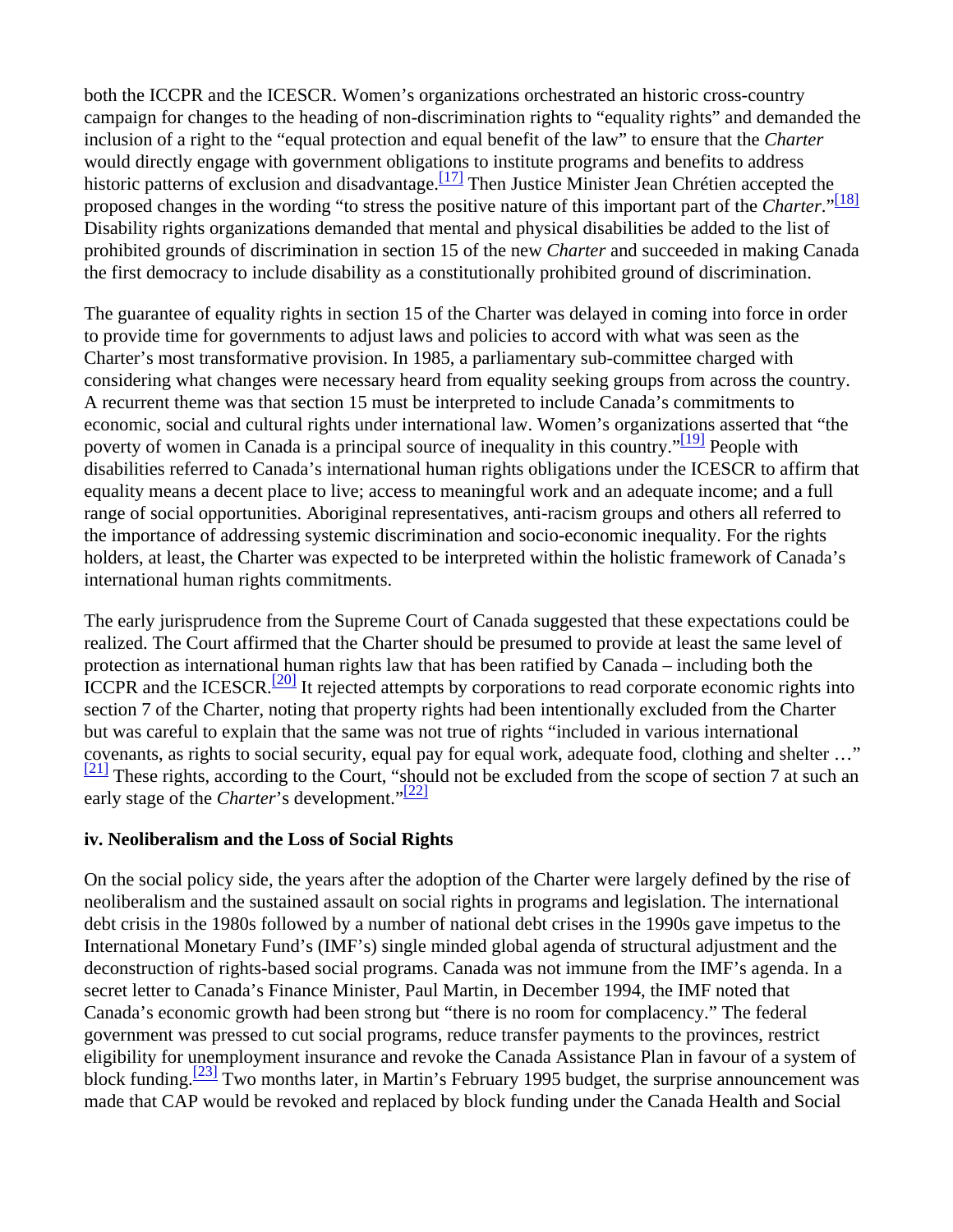both the ICCPR and the ICESCR. Women's organizations orchestrated an historic cross-country campaign for changes to the heading of non-discrimination rights to "equality rights" and demanded the inclusion of a right to the "equal protection and equal benefit of the law" to ensure that the *Charter* would directly engage with government obligations to institute programs and benefits to address historic patterns of exclusion and disadvantage.[17] Then Justice Minister Jean Chrétien accepted the proposed changes in the wording "to stress the positive nature of this important part of the *Charter*."[18] Disability rights organizations demanded that mental and physical disabilities be added to the list of prohibited grounds of discrimination in section 15 of the new *Charter* and succeeded in making Canada the first democracy to include disability as a constitutionally prohibited ground of discrimination.

The guarantee of equality rights in section 15 of the Charter was delayed in coming into force in order to provide time for governments to adjust laws and policies to accord with what was seen as the Charter's most transformative provision. In 1985, a parliamentary sub-committee charged with considering what changes were necessary heard from equality seeking groups from across the country. A recurrent theme was that section 15 must be interpreted to include Canada's commitments to economic, social and cultural rights under international law. Women's organizations asserted that "the poverty of women in Canada is a principal source of inequality in this country."[19] People with disabilities referred to Canada's international human rights obligations under the ICESCR to affirm that equality means a decent place to live; access to meaningful work and an adequate income; and a full range of social opportunities. Aboriginal representatives, anti-racism groups and others all referred to the importance of addressing systemic discrimination and socio-economic inequality. For the rights holders, at least, the Charter was expected to be interpreted within the holistic framework of Canada's international human rights commitments.

The early jurisprudence from the Supreme Court of Canada suggested that these expectations could be realized. The Court affirmed that the Charter should be presumed to provide at least the same level of protection as international human rights law that has been ratified by Canada – including both the ICCPR and the ICESCR.[20] It rejected attempts by corporations to read corporate economic rights into section 7 of the Charter, noting that property rights had been intentionally excluded from the Charter but was careful to explain that the same was not true of rights "included in various international covenants, as rights to social security, equal pay for equal work, adequate food, clothing and shelter …"[21] These rights, according to the Court, "should not be excluded from the scope of section 7 at such an early stage of the *Charter*'s development."[22]

### iv. Neoliberalism and the Loss of Social Rights

On the social policy side, the years after the adoption of the Charter were largely defined by the rise of neoliberalism and the sustained assault on social rights in programs and legislation. The international debt crisis in the 1980s followed by a number of national debt crises in the 1990s gave impetus to the International Monetary Fund's (IMF's) single minded global agenda of structural adjustment and the deconstruction of rights-based social programs. Canada was not immune from the IMF's agenda. In a secret letter to Canada's Finance Minister, Paul Martin, in December 1994, the IMF noted that Canada's economic growth had been strong but "there is no room for complacency." The federal government was pressed to cut social programs, reduce transfer payments to the provinces, restrict eligibility for unemployment insurance and revoke the Canada Assistance Plan in favour of a system of block funding.[23] Two months later, in Martin's February 1995 budget, the surprise announcement was made that CAP would be revoked and replaced by block funding under the Canada Health and Social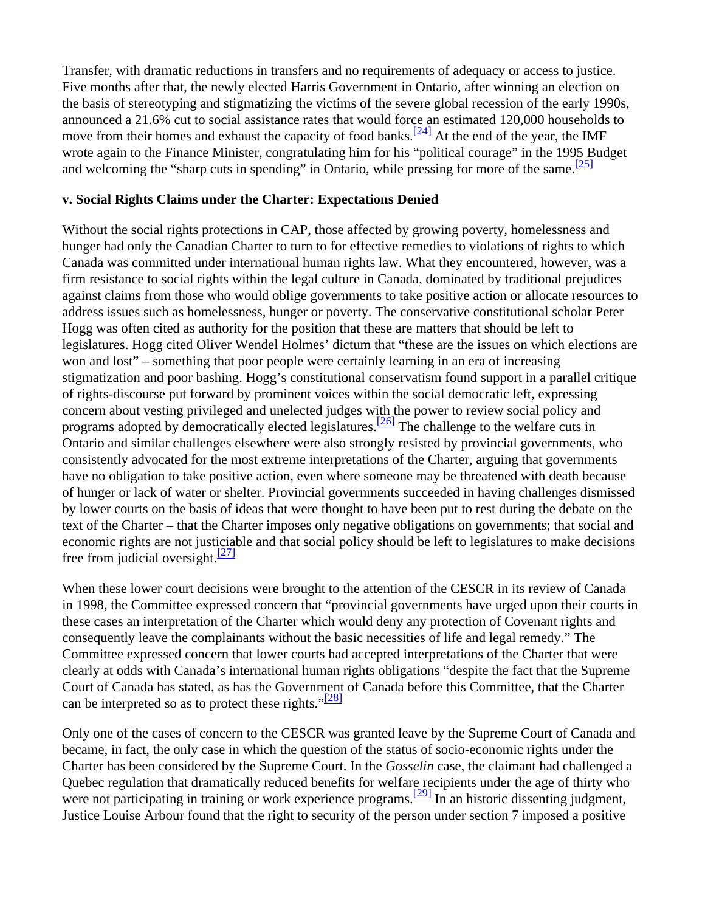Transfer, with dramatic reductions in transfers and no requirements of adequacy or access to justice. Five months after that, the newly elected Harris Government in Ontario, after winning an election on the basis of stereotyping and stigmatizing the victims of the severe global recession of the early 1990s, announced a 21.6% cut to social assistance rates that would force an estimated 120,000 households to move from their homes and exhaust the capacity of food banks.[24] At the end of the year, the IMF wrote again to the Finance Minister, congratulating him for his "political courage" in the 1995 Budget and welcoming the "sharp cuts in spending" in Ontario, while pressing for more of the same.[25]

### v. Social Rights Claims under the Charter: Expectations Denied

Without the social rights protections in CAP, those affected by growing poverty, homelessness and hunger had only the Canadian Charter to turn to for effective remedies to violations of rights to which Canada was committed under international human rights law. What they encountered, however, was a firm resistance to social rights within the legal culture in Canada, dominated by traditional prejudices against claims from those who would oblige governments to take positive action or allocate resources to address issues such as homelessness, hunger or poverty. The conservative constitutional scholar Peter Hogg was often cited as authority for the position that these are matters that should be left to legislatures. Hogg cited Oliver Wendel Holmes' dictum that "these are the issues on which elections are won and lost" – something that poor people were certainly learning in an era of increasing stigmatization and poor bashing. Hogg's constitutional conservatism found support in a parallel critique of rights-discourse put forward by prominent voices within the social democratic left, expressing concern about vesting privileged and unelected judges with the power to review social policy and programs adopted by democratically elected legislatures.[26] The challenge to the welfare cuts in Ontario and similar challenges elsewhere were also strongly resisted by provincial governments, who consistently advocated for the most extreme interpretations of the Charter, arguing that governments have no obligation to take positive action, even where someone may be threatened with death because of hunger or lack of water or shelter. Provincial governments succeeded in having challenges dismissed by lower courts on the basis of ideas that were thought to have been put to rest during the debate on the text of the Charter – that the Charter imposes only negative obligations on governments; that social and economic rights are not justiciable and that social policy should be left to legislatures to make decisions free from judicial oversight.[27]

When these lower court decisions were brought to the attention of the CESCR in its review of Canada in 1998, the Committee expressed concern that "provincial governments have urged upon their courts in these cases an interpretation of the Charter which would deny any protection of Covenant rights and consequently leave the complainants without the basic necessities of life and legal remedy." The Committee expressed concern that lower courts had accepted interpretations of the Charter that were clearly at odds with Canada's international human rights obligations "despite the fact that the Supreme Court of Canada has stated, as has the Government of Canada before this Committee, that the Charter can be interpreted so as to protect these rights."[28]

Only one of the cases of concern to the CESCR was granted leave by the Supreme Court of Canada and became, in fact, the only case in which the question of the status of socio-economic rights under the Charter has been considered by the Supreme Court. In the *Gosselin* case, the claimant had challenged a Quebec regulation that dramatically reduced benefits for welfare recipients under the age of thirty who were not participating in training or work experience programs.[29] In an historic dissenting judgment, Justice Louise Arbour found that the right to security of the person under section 7 imposed a positive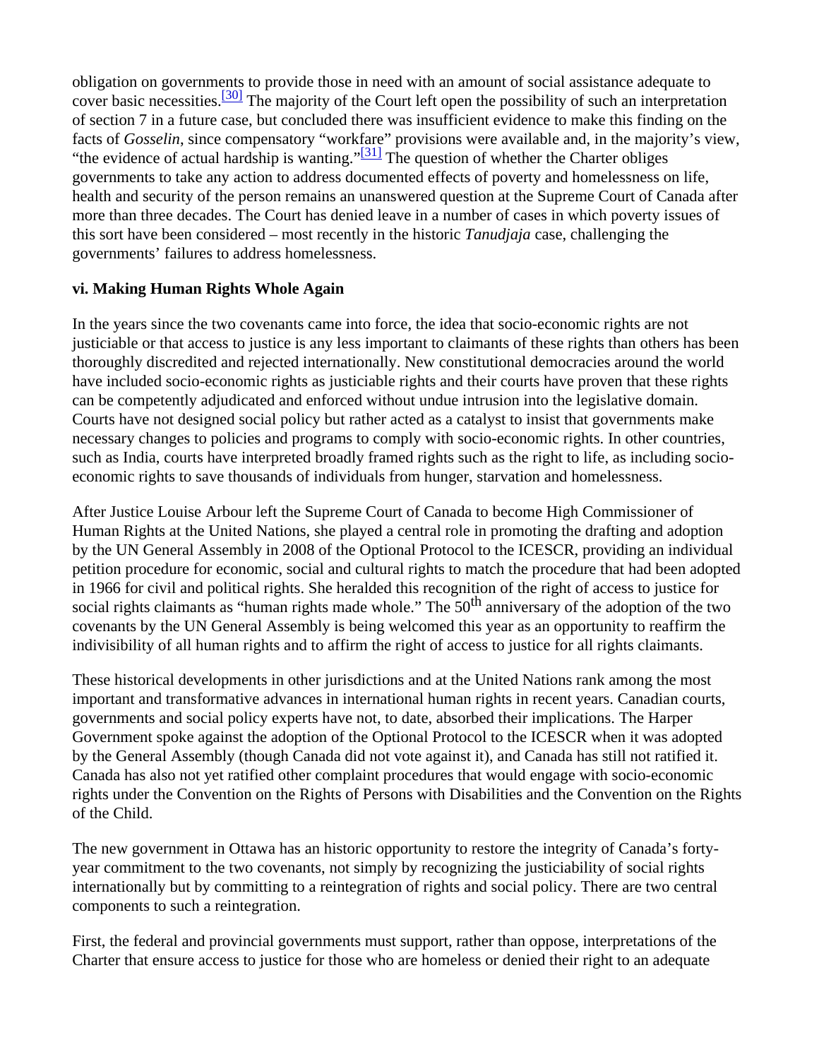obligation on governments to provide those in need with an amount of social assistance adequate to cover basic necessities.[30] The majority of the Court left open the possibility of such an interpretation of section 7 in a future case, but concluded there was insufficient evidence to make this finding on the facts of *Gosselin*, since compensatory "workfare" provisions were available and, in the majority's view, "the evidence of actual hardship is wanting."[31] The question of whether the Charter obliges governments to take any action to address documented effects of poverty and homelessness on life, health and security of the person remains an unanswered question at the Supreme Court of Canada after more than three decades. The Court has denied leave in a number of cases in which poverty issues of this sort have been considered – most recently in the historic *Tanudjaja* case, challenging the governments' failures to address homelessness.

**vi. Making Human Rights Whole Again**

In the years since the two covenants came into force, the idea that socio-economic rights are not justiciable or that access to justice is any less important to claimants of these rights than others has been thoroughly discredited and rejected internationally. New constitutional democracies around the world have included socio-economic rights as justiciable rights and their courts have proven that these rights can be competently adjudicated and enforced without undue intrusion into the legislative domain. Courts have not designed social policy but rather acted as a catalyst to insist that governments make necessary changes to policies and programs to comply with socio-economic rights. In other countries, such as India, courts have interpreted broadly framed rights such as the right to life, as including socio-economic rights to save thousands of individuals from hunger, starvation and homelessness.

After Justice Louise Arbour left the Supreme Court of Canada to become High Commissioner of Human Rights at the United Nations, she played a central role in promoting the drafting and adoption by the UN General Assembly in 2008 of the Optional Protocol to the ICESCR, providing an individual petition procedure for economic, social and cultural rights to match the procedure that had been adopted in 1966 for civil and political rights. She heralded this recognition of the right of access to justice for social rights claimants as "human rights made whole." The 50th anniversary of the adoption of the two covenants by the UN General Assembly is being welcomed this year as an opportunity to reaffirm the indivisibility of all human rights and to affirm the right of access to justice for all rights claimants.

These historical developments in other jurisdictions and at the United Nations rank among the most important and transformative advances in international human rights in recent years. Canadian courts, governments and social policy experts have not, to date, absorbed their implications. The Harper Government spoke against the adoption of the Optional Protocol to the ICESCR when it was adopted by the General Assembly (though Canada did not vote against it), and Canada has still not ratified it. Canada has also not yet ratified other complaint procedures that would engage with socio-economic rights under the Convention on the Rights of Persons with Disabilities and the Convention on the Rights of the Child.

The new government in Ottawa has an historic opportunity to restore the integrity of Canada's forty-year commitment to the two covenants, not simply by recognizing the justiciability of social rights internationally but by committing to a reintegration of rights and social policy. There are two central components to such a reintegration.

First, the federal and provincial governments must support, rather than oppose, interpretations of the Charter that ensure access to justice for those who are homeless or denied their right to an adequate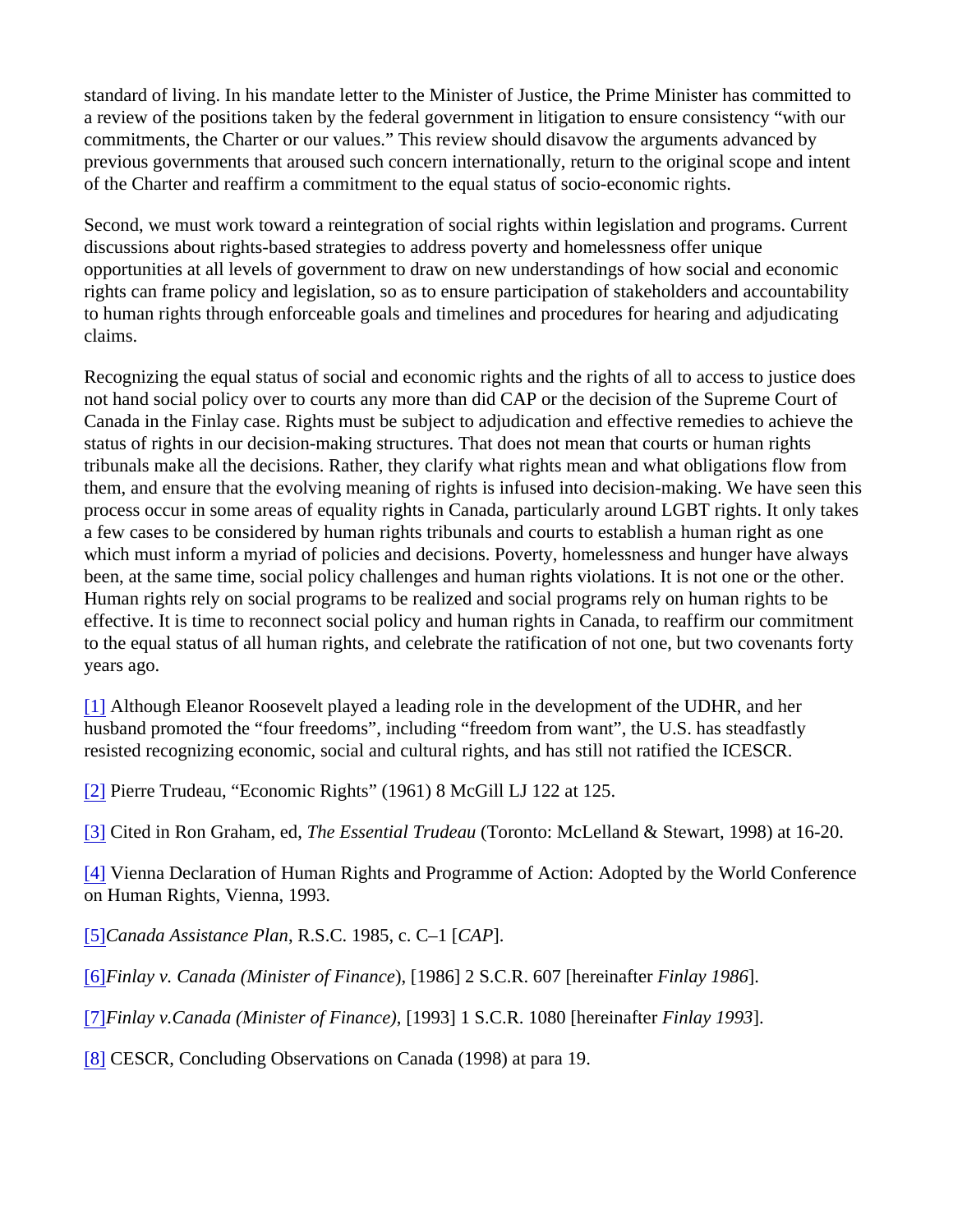standard of living. In his mandate letter to the Minister of Justice, the Prime Minister has committed to a review of the positions taken by the federal government in litigation to ensure consistency "with our commitments, the Charter or our values." This review should disavow the arguments advanced by previous governments that aroused such concern internationally, return to the original scope and intent of the Charter and reaffirm a commitment to the equal status of socio-economic rights.

Second, we must work toward a reintegration of social rights within legislation and programs. Current discussions about rights-based strategies to address poverty and homelessness offer unique opportunities at all levels of government to draw on new understandings of how social and economic rights can frame policy and legislation, so as to ensure participation of stakeholders and accountability to human rights through enforceable goals and timelines and procedures for hearing and adjudicating claims.

Recognizing the equal status of social and economic rights and the rights of all to access to justice does not hand social policy over to courts any more than did CAP or the decision of the Supreme Court of Canada in the Finlay case. Rights must be subject to adjudication and effective remedies to achieve the status of rights in our decision-making structures. That does not mean that courts or human rights tribunals make all the decisions. Rather, they clarify what rights mean and what obligations flow from them, and ensure that the evolving meaning of rights is infused into decision-making. We have seen this process occur in some areas of equality rights in Canada, particularly around LGBT rights. It only takes a few cases to be considered by human rights tribunals and courts to establish a human right as one which must inform a myriad of policies and decisions. Poverty, homelessness and hunger have always been, at the same time, social policy challenges and human rights violations. It is not one or the other. Human rights rely on social programs to be realized and social programs rely on human rights to be effective. It is time to reconnect social policy and human rights in Canada, to reaffirm our commitment to the equal status of all human rights, and celebrate the ratification of not one, but two covenants forty years ago.

[1] Although Eleanor Roosevelt played a leading role in the development of the UDHR, and her husband promoted the "four freedoms", including "freedom from want", the U.S. has steadfastly resisted recognizing economic, social and cultural rights, and has still not ratified the ICESCR.

[2] Pierre Trudeau, "Economic Rights" (1961) 8 McGill LJ 122 at 125.

[3] Cited in Ron Graham, ed, *The Essential Trudeau* (Toronto: McLelland & Stewart, 1998) at 16-20.

[4] Vienna Declaration of Human Rights and Programme of Action: Adopted by the World Conference on Human Rights, Vienna, 1993.

[5]*Canada Assistance Plan*, R.S.C. 1985, c. C–1 [*CAP*].

[6]*Finlay v. Canada (Minister of Finance*), [1986] 2 S.C.R. 607 [hereinafter *Finlay 1986*].

[7]*Finlay v.Canada (Minister of Finance)*, [1993] 1 S.C.R. 1080 [hereinafter *Finlay 1993*].

[8] CESCR, Concluding Observations on Canada (1998) at para 19.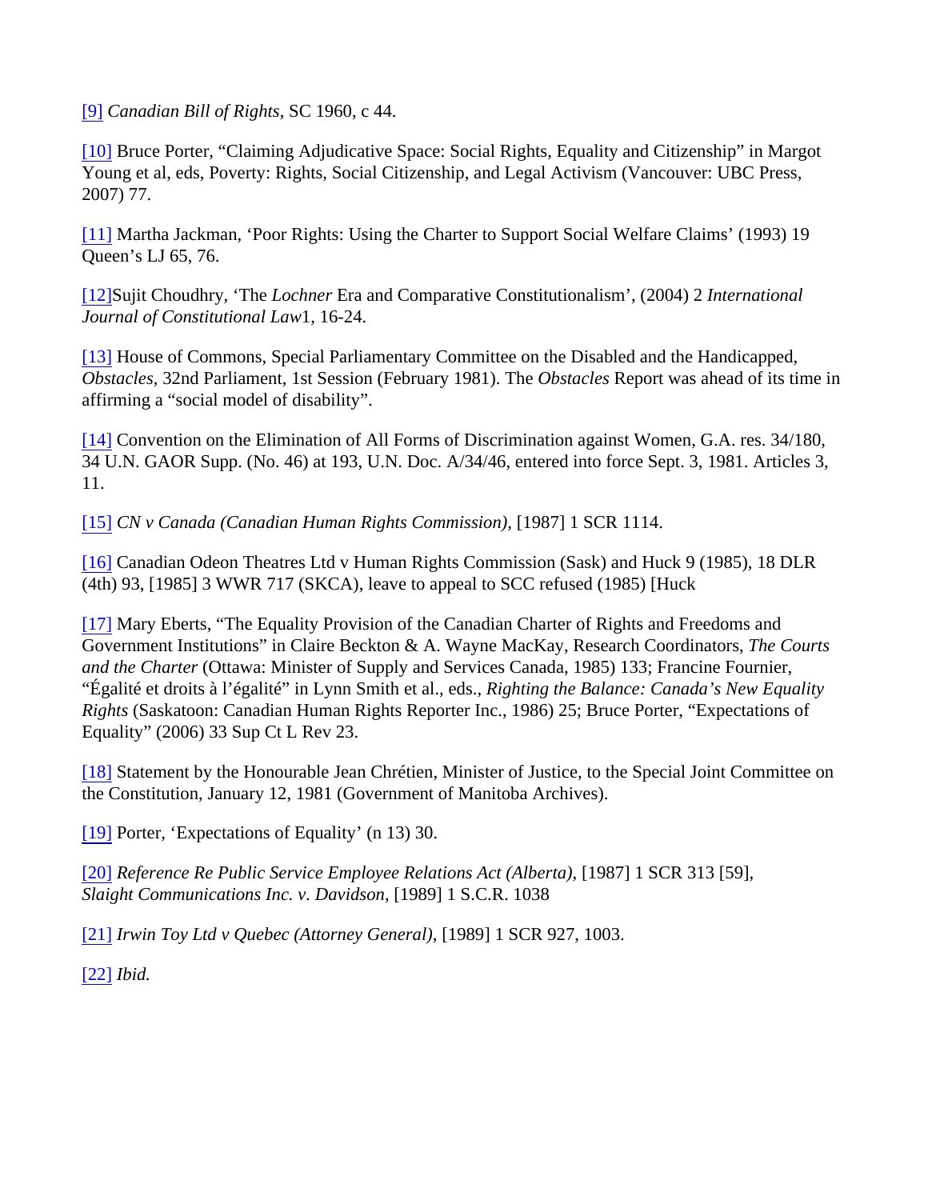[9] *Canadian Bill of Rights*, SC 1960, c 44.

[10] Bruce Porter, "Claiming Adjudicative Space: Social Rights, Equality and Citizenship" in Margot Young et al, eds, Poverty: Rights, Social Citizenship, and Legal Activism (Vancouver: UBC Press, 2007) 77.

[11] Martha Jackman, 'Poor Rights: Using the Charter to Support Social Welfare Claims' (1993) 19 Queen's LJ 65, 76.

[12]Sujit Choudhry, 'The *Lochner* Era and Comparative Constitutionalism', (2004) 2 *International Journal of Constitutional Law*1, 16-24.

[13] House of Commons, Special Parliamentary Committee on the Disabled and the Handicapped, *Obstacles*, 32nd Parliament, 1st Session (February 1981). The *Obstacles* Report was ahead of its time in affirming a "social model of disability".

[14] Convention on the Elimination of All Forms of Discrimination against Women, G.A. res. 34/180, 34 U.N. GAOR Supp. (No. 46) at 193, U.N. Doc. A/34/46, entered into force Sept. 3, 1981. Articles 3, 11.

[15] *CN v Canada (Canadian Human Rights Commission)*, [1987] 1 SCR 1114.

[16] Canadian Odeon Theatres Ltd v Human Rights Commission (Sask) and Huck 9 (1985), 18 DLR (4th) 93, [1985] 3 WWR 717 (SKCA), leave to appeal to SCC refused (1985) [Huck

[17] Mary Eberts, "The Equality Provision of the Canadian Charter of Rights and Freedoms and Government Institutions" in Claire Beckton & A. Wayne MacKay, Research Coordinators, *The Courts and the Charter* (Ottawa: Minister of Supply and Services Canada, 1985) 133; Francine Fournier, "Égalité et droits à l'égalité" in Lynn Smith et al., eds., *Righting the Balance: Canada's New Equality Rights* (Saskatoon: Canadian Human Rights Reporter Inc., 1986) 25; Bruce Porter, "Expectations of Equality" (2006) 33 Sup Ct L Rev 23.

[18] Statement by the Honourable Jean Chrétien, Minister of Justice, to the Special Joint Committee on the Constitution, January 12, 1981 (Government of Manitoba Archives).

[19] Porter, 'Expectations of Equality' (n 13) 30.

[20] *Reference Re Public Service Employee Relations Act (Alberta)*, [1987] 1 SCR 313 [59], *Slaight Communications Inc. v. Davidson*, [1989] 1 S.C.R. 1038

[21] *Irwin Toy Ltd v Quebec (Attorney General)*, [1989] 1 SCR 927, 1003.

[22] *Ibid.*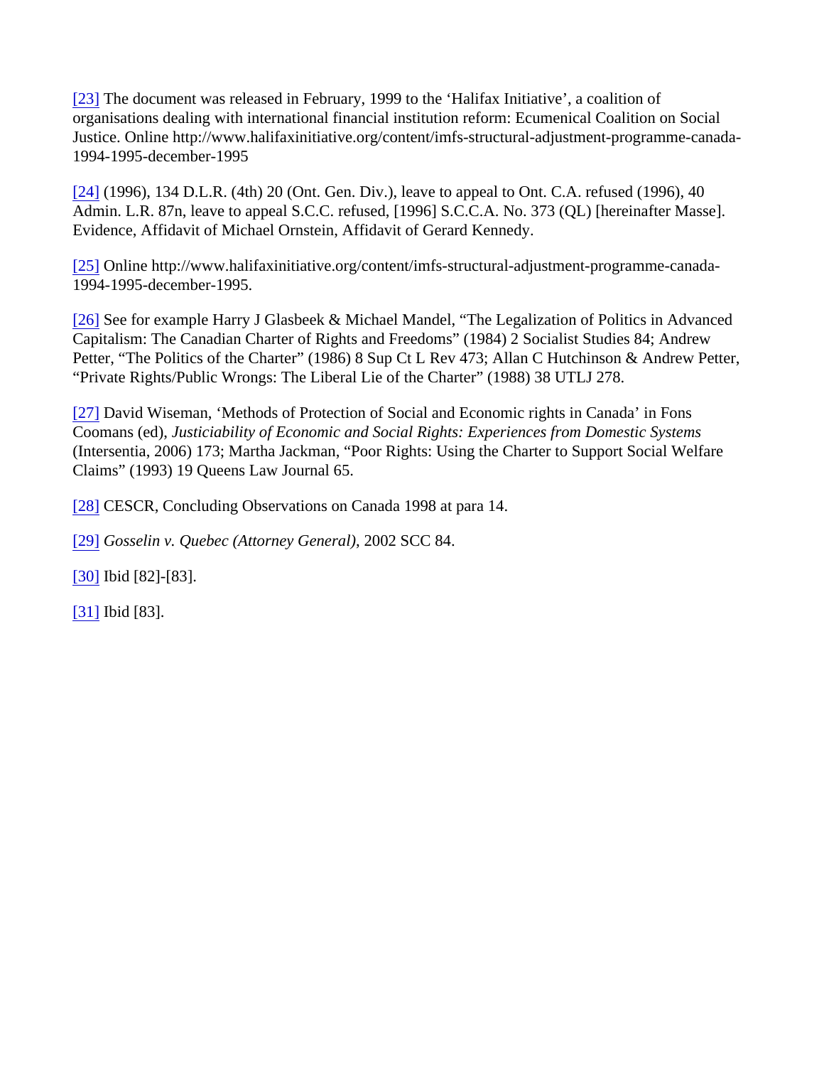[23] The document was released in February, 1999 to the 'Halifax Initiative', a coalition of organisations dealing with international financial institution reform: Ecumenical Coalition on Social Justice. Online http://www.halifaxinitiative.org/content/imfs-structural-adjustment-programme-canada-1994-1995-december-1995

[24] (1996), 134 D.L.R. (4th) 20 (Ont. Gen. Div.), leave to appeal to Ont. C.A. refused (1996), 40 Admin. L.R. 87n, leave to appeal S.C.C. refused, [1996] S.C.C.A. No. 373 (QL) [hereinafter Masse]. Evidence, Affidavit of Michael Ornstein, Affidavit of Gerard Kennedy.

[25] Online http://www.halifaxinitiative.org/content/imfs-structural-adjustment-programme-canada-1994-1995-december-1995.

[26] See for example Harry J Glasbeek & Michael Mandel, "The Legalization of Politics in Advanced Capitalism: The Canadian Charter of Rights and Freedoms" (1984) 2 Socialist Studies 84; Andrew Petter, "The Politics of the Charter" (1986) 8 Sup Ct L Rev 473; Allan C Hutchinson & Andrew Petter, "Private Rights/Public Wrongs: The Liberal Lie of the Charter" (1988) 38 UTLJ 278.

[27] David Wiseman, 'Methods of Protection of Social and Economic rights in Canada' in Fons Coomans (ed), *Justiciability of Economic and Social Rights: Experiences from Domestic Systems* (Intersentia, 2006) 173; Martha Jackman, "Poor Rights: Using the Charter to Support Social Welfare Claims" (1993) 19 Queens Law Journal 65.

[28] CESCR, Concluding Observations on Canada 1998 at para 14.

[29] *Gosselin v. Quebec (Attorney General)*, 2002 SCC 84.

[30] Ibid [82]-[83].

[31] Ibid [83].